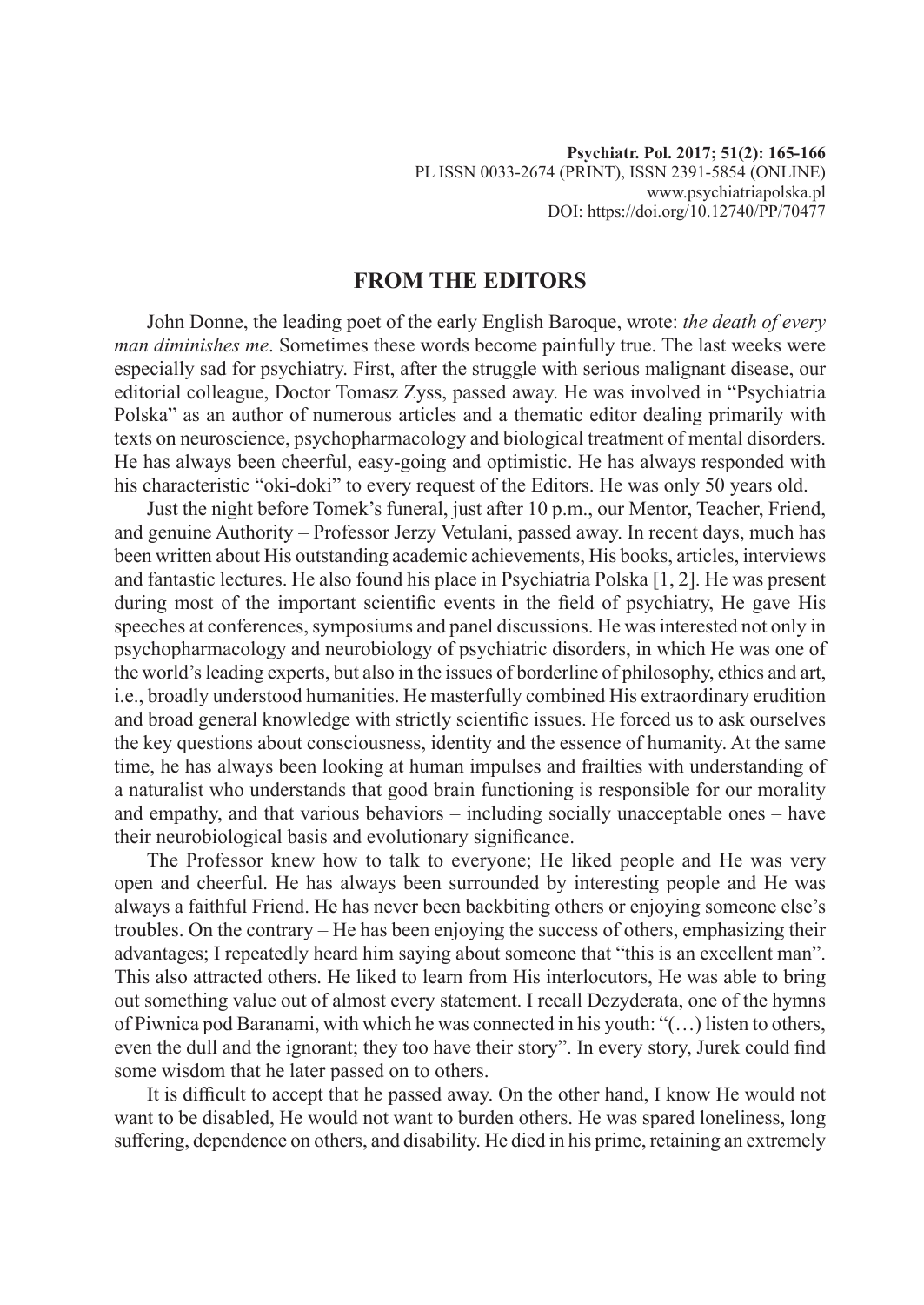## FROM THE EDITORS

John Donne, the leading poet of the early English Baroque, wrote: *the death of every man diminishes me*. Sometimes these words become painfully true. The last weeks were especially sad for psychiatry. First, after the struggle with serious malignant disease, our editorial colleague, Doctor Tomasz Zyss, passed away. He was involved in "Psychiatria Polska" as an author of numerous articles and a thematic editor dealing primarily with texts on neuroscience, psychopharmacology and biological treatment of mental disorders. He has always been cheerful, easy-going and optimistic. He has always responded with his characteristic "oki-doki" to every request of the Editors. He was only 50 years old.

Just the night before Tomek's funeral, just after 10 p.m., our Mentor, Teacher, Friend, and genuine Authority – Professor Jerzy Vetulani, passed away. In recent days, much has been written about His outstanding academic achievements, His books, articles, interviews and fantastic lectures. He also found his place in Psychiatria Polska [1, 2]. He was present during most of the important scientific events in the field of psychiatry, He gave His speeches at conferences, symposiums and panel discussions. He was interested not only in psychopharmacology and neurobiology of psychiatric disorders, in which He was one of the world's leading experts, but also in the issues of borderline of philosophy, ethics and art, i.e., broadly understood humanities. He masterfully combined His extraordinary erudition and broad general knowledge with strictly scientific issues. He forced us to ask ourselves the key questions about consciousness, identity and the essence of humanity. At the same time, he has always been looking at human impulses and frailties with understanding of a naturalist who understands that good brain functioning is responsible for our morality and empathy, and that various behaviors – including socially unacceptable ones – have their neurobiological basis and evolutionary significance.

The Professor knew how to talk to everyone; He liked people and He was very open and cheerful. He has always been surrounded by interesting people and He was always a faithful Friend. He has never been backbiting others or enjoying someone else's troubles. On the contrary – He has been enjoying the success of others, emphasizing their advantages; I repeatedly heard him saying about someone that "this is an excellent man". This also attracted others. He liked to learn from His interlocutors, He was able to bring out something value out of almost every statement. I recall Dezyderata, one of the hymns of Piwnica pod Baranami, with which he was connected in his youth: "(…) listen to others, even the dull and the ignorant; they too have their story". In every story, Jurek could find some wisdom that he later passed on to others.

It is difficult to accept that he passed away. On the other hand, I know He would not want to be disabled, He would not want to burden others. He was spared loneliness, long suffering, dependence on others, and disability. He died in his prime, retaining an extremely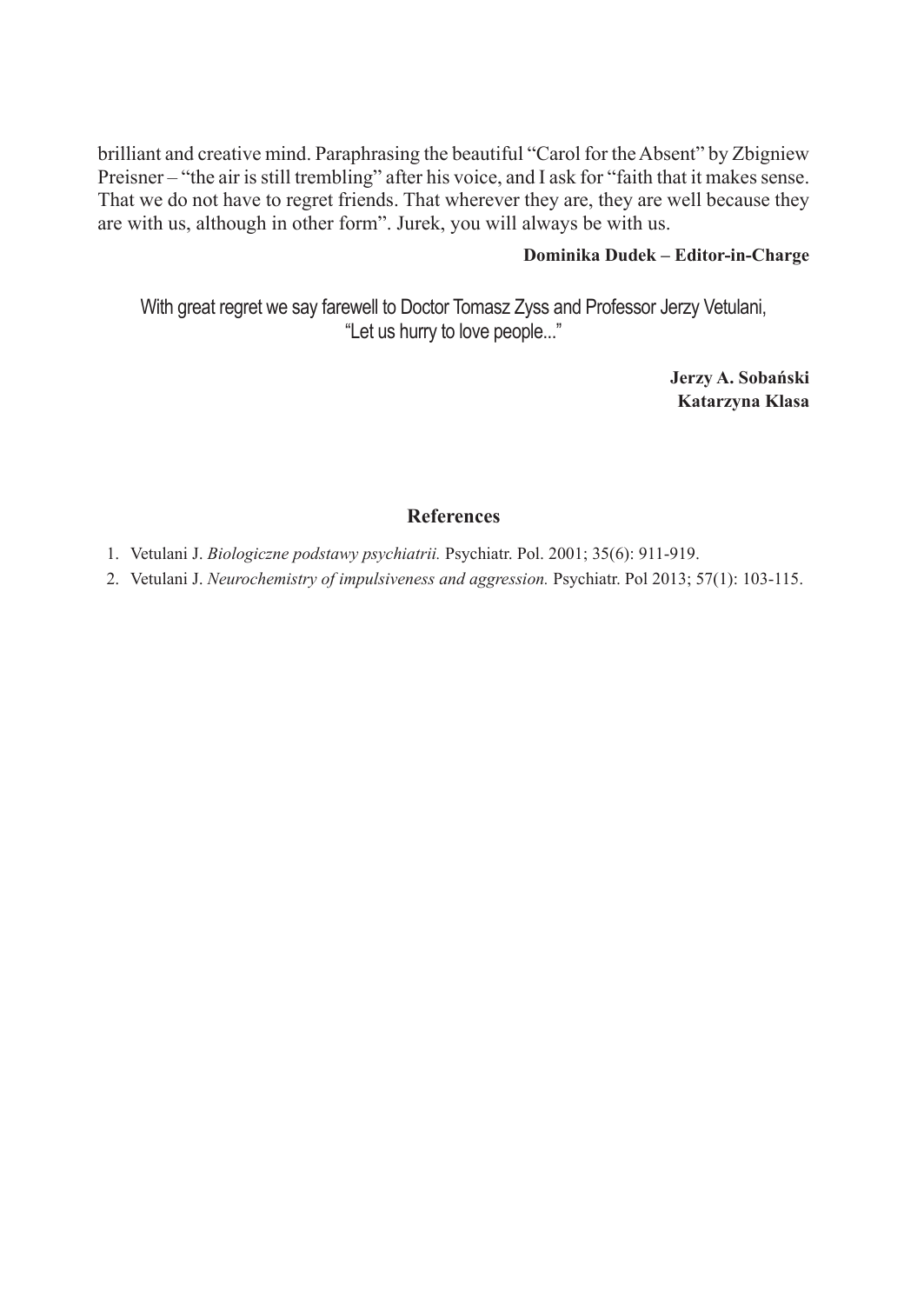brilliant and creative mind. Paraphrasing the beautiful "Carol for the Absent" by Zbigniew Preisner – "the air is still trembling" after his voice, and I ask for "faith that it makes sense. That we do not have to regret friends. That wherever they are, they are well because they are with us, although in other form". Jurek, you will always be with us.

**Dominika Dudek – Editor-in-Charge**

With great regret we say farewell to Doctor Tomasz Zyss and Professor Jerzy Vetulani, "Let us hurry to love people..."

**Jerzy A. Sobański**
**Katarzyna Klasa**

## References

1. Vetulani J. *Biologiczne podstawy psychiatrii.* Psychiatr. Pol. 2001; 35(6): 911-919.
2. Vetulani J. *Neurochemistry of impulsiveness and aggression.* Psychiatr. Pol 2013; 57(1): 103-115.